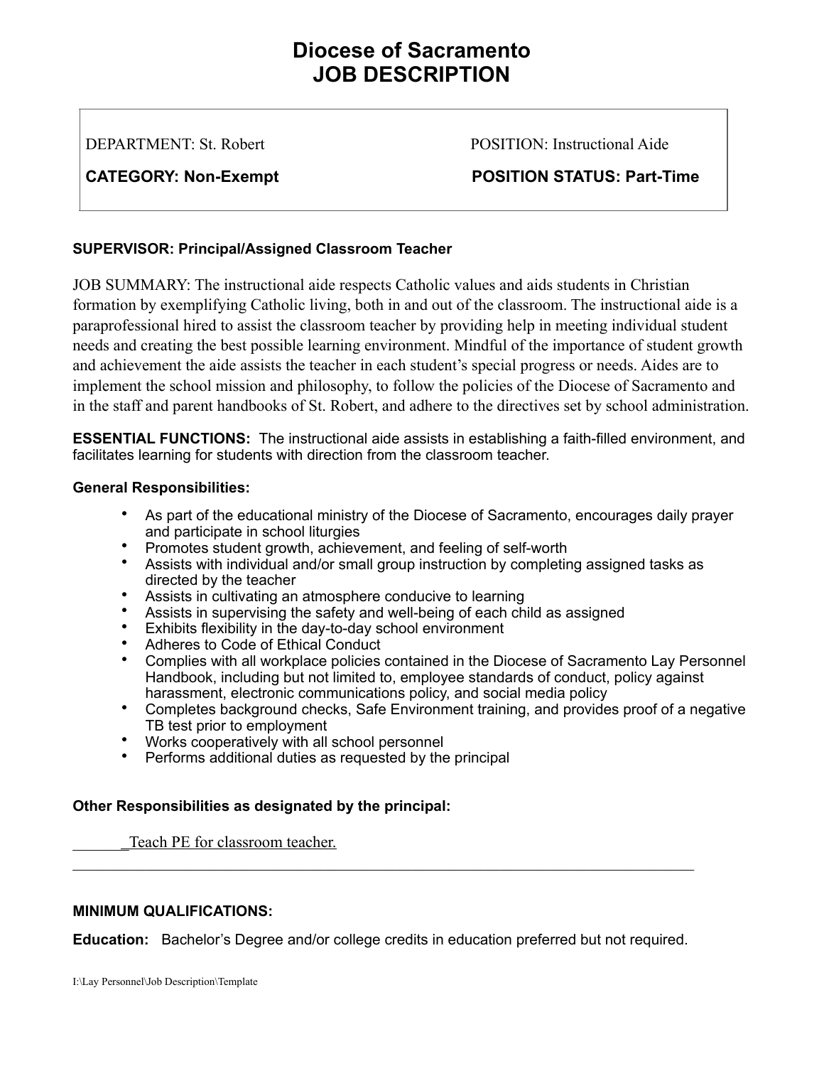# Diocese of Sacramento
# JOB DESCRIPTION

| DEPARTMENT: St. Robert | POSITION: Instructional Aide |
|---|---|
| **CATEGORY: Non-Exempt** | **POSITION STATUS: Part-Time** |

**SUPERVISOR: Principal/Assigned Classroom Teacher**

JOB SUMMARY: The instructional aide respects Catholic values and aids students in Christian formation by exemplifying Catholic living, both in and out of the classroom. The instructional aide is a paraprofessional hired to assist the classroom teacher by providing help in meeting individual student needs and creating the best possible learning environment. Mindful of the importance of student growth and achievement the aide assists the teacher in each student's special progress or needs. Aides are to implement the school mission and philosophy, to follow the policies of the Diocese of Sacramento and in the staff and parent handbooks of St. Robert, and adhere to the directives set by school administration.

**ESSENTIAL FUNCTIONS:** The instructional aide assists in establishing a faith-filled environment, and facilitates learning for students with direction from the classroom teacher.

**General Responsibilities:**

- As part of the educational ministry of the Diocese of Sacramento, encourages daily prayer and participate in school liturgies
- Promotes student growth, achievement, and feeling of self-worth
- Assists with individual and/or small group instruction by completing assigned tasks as directed by the teacher
- Assists in cultivating an atmosphere conducive to learning
- Assists in supervising the safety and well-being of each child as assigned
- Exhibits flexibility in the day-to-day school environment
- Adheres to Code of Ethical Conduct
- Complies with all workplace policies contained in the Diocese of Sacramento Lay Personnel Handbook, including but not limited to, employee standards of conduct, policy against harassment, electronic communications policy, and social media policy
- Completes background checks, Safe Environment training, and provides proof of a negative TB test prior to employment
- Works cooperatively with all school personnel
- Performs additional duties as requested by the principal

**Other Responsibilities as designated by the principal:**

_______Teach PE for classroom teacher.

______________________________________________________________________________

**MINIMUM QUALIFICATIONS:**

**Education:** Bachelor's Degree and/or college credits in education preferred but not required.

I:\Lay Personnel\Job Description\Template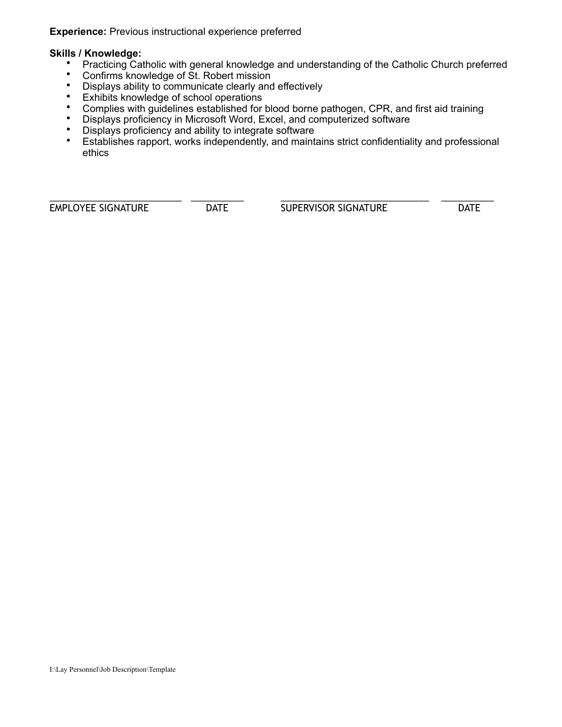**Experience:** Previous instructional experience preferred

**Skills / Knowledge:**

- Practicing Catholic with general knowledge and understanding of the Catholic Church preferred
- Confirms knowledge of St. Robert mission
- Displays ability to communicate clearly and effectively
- Exhibits knowledge of school operations
- Complies with guidelines established for blood borne pathogen, CPR, and first aid training
- Displays proficiency in Microsoft Word, Excel, and computerized software
- Displays proficiency and ability to integrate software
- Establishes rapport, works independently, and maintains strict confidentiality and professional ethics

| | | | |
|---|---|---|---|
| _________________________ | __________ | ____________________________ | __________ |
| EMPLOYEE SIGNATURE | DATE | SUPERVISOR SIGNATURE | DATE |

I:\Lay Personnel\Job Description\Template